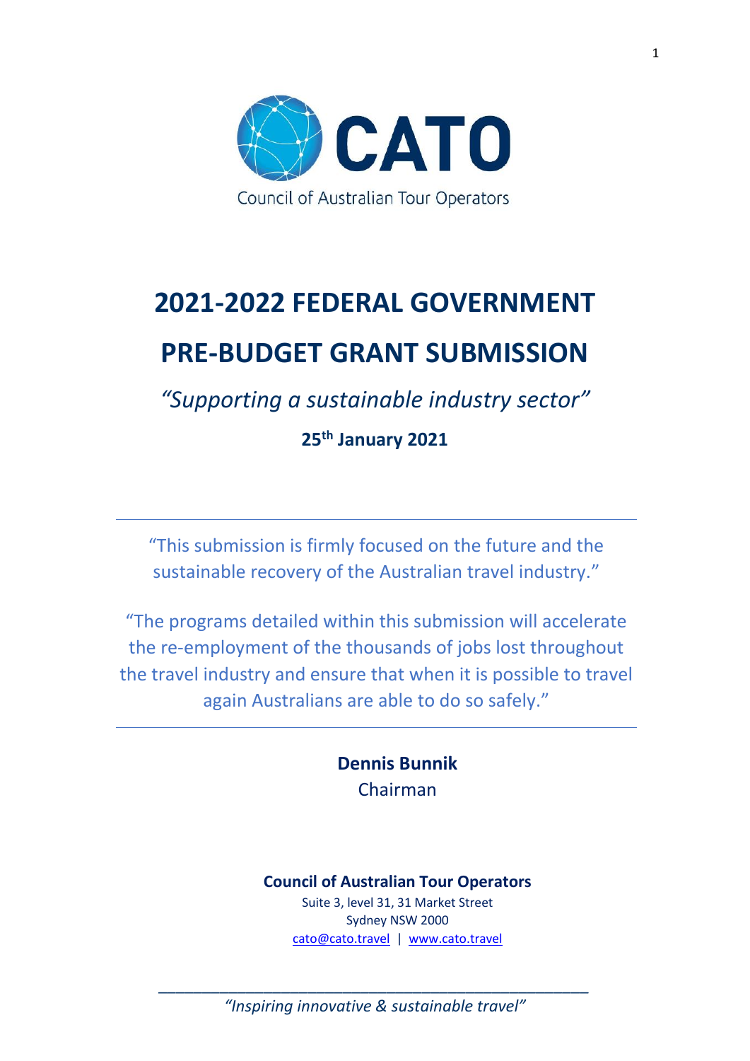CATO

Council of Australian Tour Operators

# 2021-2022 FEDERAL GOVERNMENT

# PRE-BUDGET GRANT SUBMISSION

*"Supporting a sustainable industry sector"*

**25th January 2021**

---

"This submission is firmly focused on the future and the sustainable recovery of the Australian travel industry."

"The programs detailed within this submission will accelerate the re-employment of the thousands of jobs lost throughout the travel industry and ensure that when it is possible to travel again Australians are able to do so safely."

---

**Dennis Bunnik**
Chairman

**Council of Australian Tour Operators**
Suite 3, level 31, 31 Market Street
Sydney NSW 2000
cato@cato.travel | www.cato.travel

*"Inspiring innovative & sustainable travel"*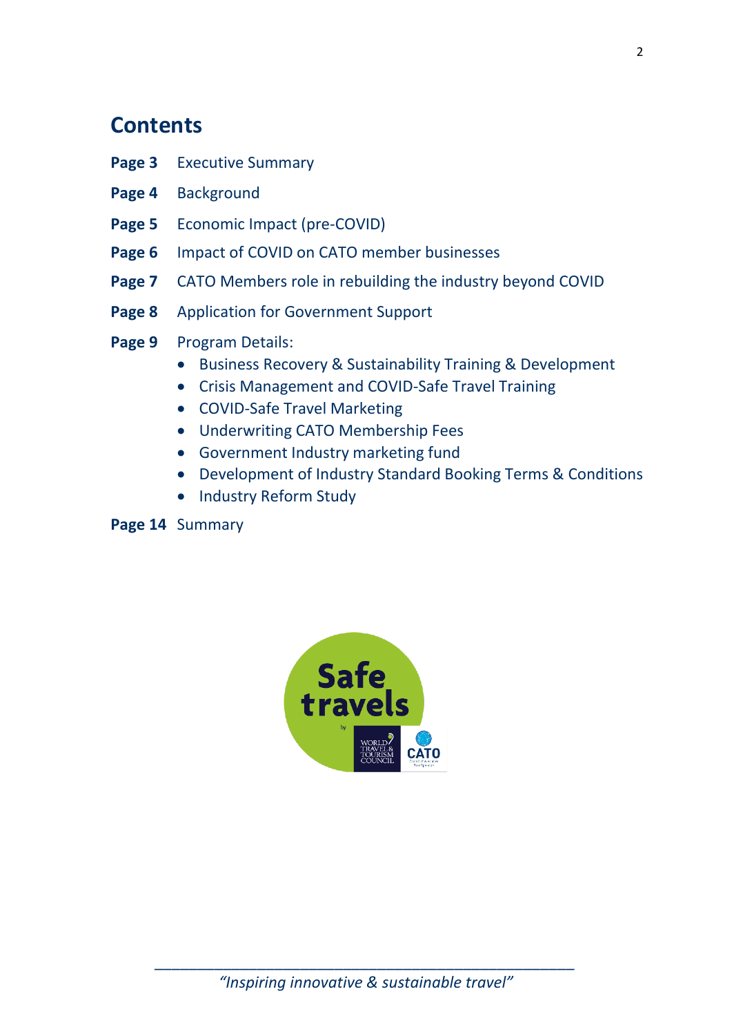# Contents

**Page 3** Executive Summary

**Page 4** Background

**Page 5** Economic Impact (pre-COVID)

**Page 6** Impact of COVID on CATO member businesses

**Page 7** CATO Members role in rebuilding the industry beyond COVID

**Page 8** Application for Government Support

**Page 9** Program Details:

- Business Recovery & Sustainability Training & Development
- Crisis Management and COVID-Safe Travel Training
- COVID-Safe Travel Marketing
- Underwriting CATO Membership Fees
- Government Industry marketing fund
- Development of Industry Standard Booking Terms & Conditions
- Industry Reform Study

**Page 14** Summary

*"Inspiring innovative & sustainable travel"*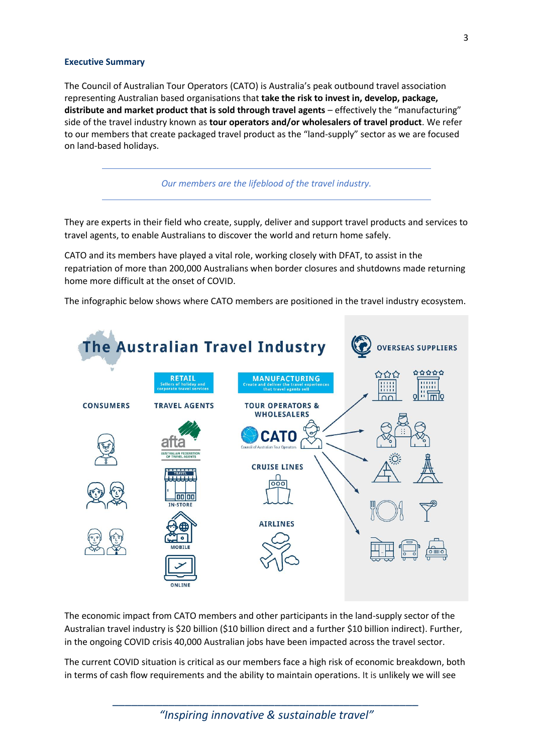**Executive Summary**

The Council of Australian Tour Operators (CATO) is Australia's peak outbound travel association representing Australian based organisations that **take the risk to invest in, develop, package, distribute and market product that is sold through travel agents** – effectively the "manufacturing" side of the travel industry known as **tour operators and/or wholesalers of travel product**. We refer to our members that create packaged travel product as the "land-supply" sector as we are focused on land-based holidays.

---

*Our members are the lifeblood of the travel industry.*

---

They are experts in their field who create, supply, deliver and support travel products and services to travel agents, to enable Australians to discover the world and return home safely.

CATO and its members have played a vital role, working closely with DFAT, to assist in the repatriation of more than 200,000 Australians when border closures and shutdowns made returning home more difficult at the onset of COVID.

The infographic below shows where CATO members are positioned in the travel industry ecosystem.

**The Australian Travel Industry**

CONSUMERS

RETAIL – Sellers of holiday and corporate travel services
TRAVEL AGENTS
afta – Australian Federation of Travel Agents
IN-STORE
MOBILE
ONLINE

MANUFACTURING – Create and deliver the travel experiences that travel agents sell
TOUR OPERATORS & WHOLESALERS
CATO – Council of Australian Tour Operators
CRUISE LINES
AIRLINES

OVERSEAS SUPPLIERS

The economic impact from CATO members and other participants in the land-supply sector of the Australian travel industry is $20 billion ($10 billion direct and a further $10 billion indirect). Further, in the ongoing COVID crisis 40,000 Australian jobs have been impacted across the travel sector.

The current COVID situation is critical as our members face a high risk of economic breakdown, both in terms of cash flow requirements and the ability to maintain operations. It is unlikely we will see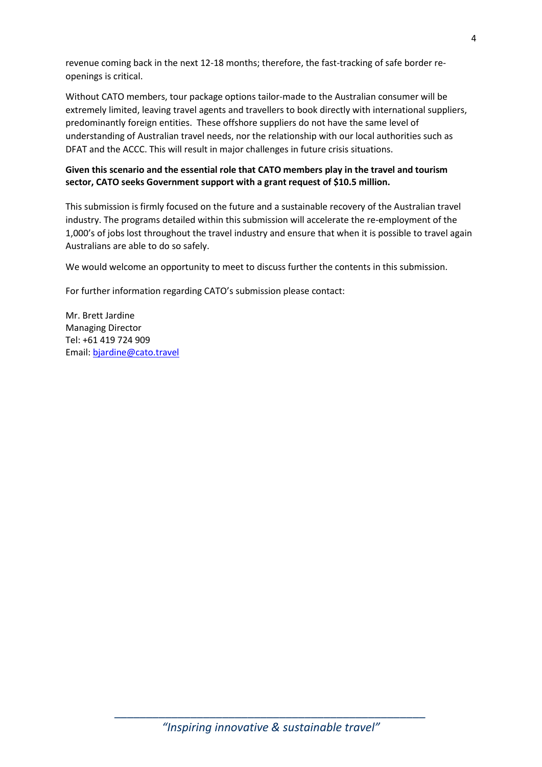revenue coming back in the next 12-18 months; therefore, the fast-tracking of safe border re-openings is critical.

Without CATO members, tour package options tailor-made to the Australian consumer will be extremely limited, leaving travel agents and travellers to book directly with international suppliers, predominantly foreign entities. These offshore suppliers do not have the same level of understanding of Australian travel needs, nor the relationship with our local authorities such as DFAT and the ACCC. This will result in major challenges in future crisis situations.

**Given this scenario and the essential role that CATO members play in the travel and tourism sector, CATO seeks Government support with a grant request of $10.5 million.**

This submission is firmly focused on the future and a sustainable recovery of the Australian travel industry. The programs detailed within this submission will accelerate the re-employment of the 1,000's of jobs lost throughout the travel industry and ensure that when it is possible to travel again Australians are able to do so safely.

We would welcome an opportunity to meet to discuss further the contents in this submission.

For further information regarding CATO's submission please contact:

Mr. Brett Jardine  
Managing Director  
Tel: +61 419 724 909  
Email: bjardine@cato.travel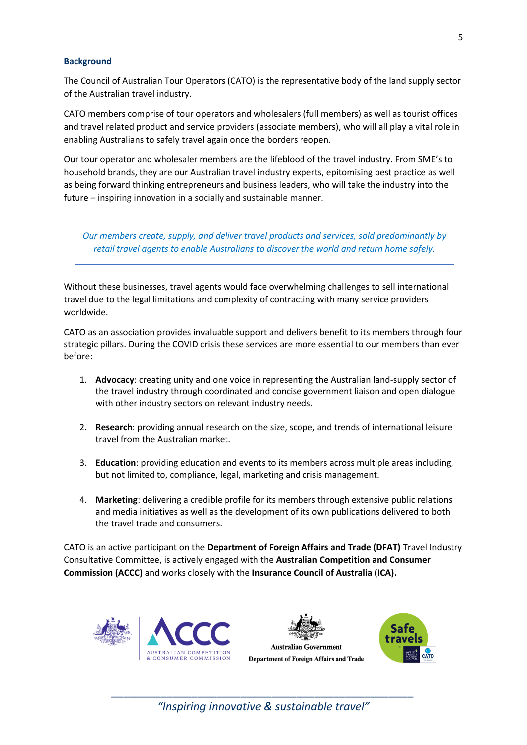## Background

The Council of Australian Tour Operators (CATO) is the representative body of the land supply sector of the Australian travel industry.

CATO members comprise of tour operators and wholesalers (full members) as well as tourist offices and travel related product and service providers (associate members), who will all play a vital role in enabling Australians to safely travel again once the borders reopen.

Our tour operator and wholesaler members are the lifeblood of the travel industry. From SME's to household brands, they are our Australian travel industry experts, epitomising best practice as well as being forward thinking entrepreneurs and business leaders, who will take the industry into the future – inspiring innovation in a socially and sustainable manner.

---

*Our members create, supply, and deliver travel products and services, sold predominantly by retail travel agents to enable Australians to discover the world and return home safely.*

---

Without these businesses, travel agents would face overwhelming challenges to sell international travel due to the legal limitations and complexity of contracting with many service providers worldwide.

CATO as an association provides invaluable support and delivers benefit to its members through four strategic pillars. During the COVID crisis these services are more essential to our members than ever before:

1. **Advocacy**: creating unity and one voice in representing the Australian land-supply sector of the travel industry through coordinated and concise government liaison and open dialogue with other industry sectors on relevant industry needs.

2. **Research**: providing annual research on the size, scope, and trends of international leisure travel from the Australian market.

3. **Education**: providing education and events to its members across multiple areas including, but not limited to, compliance, legal, marketing and crisis management.

4. **Marketing**: delivering a credible profile for its members through extensive public relations and media initiatives as well as the development of its own publications delivered to both the travel trade and consumers.

CATO is an active participant on the **Department of Foreign Affairs and Trade (DFAT)** Travel Industry Consultative Committee, is actively engaged with the **Australian Competition and Consumer Commission (ACCC)** and works closely with the **Insurance Council of Australia (ICA).**

*"Inspiring innovative & sustainable travel"*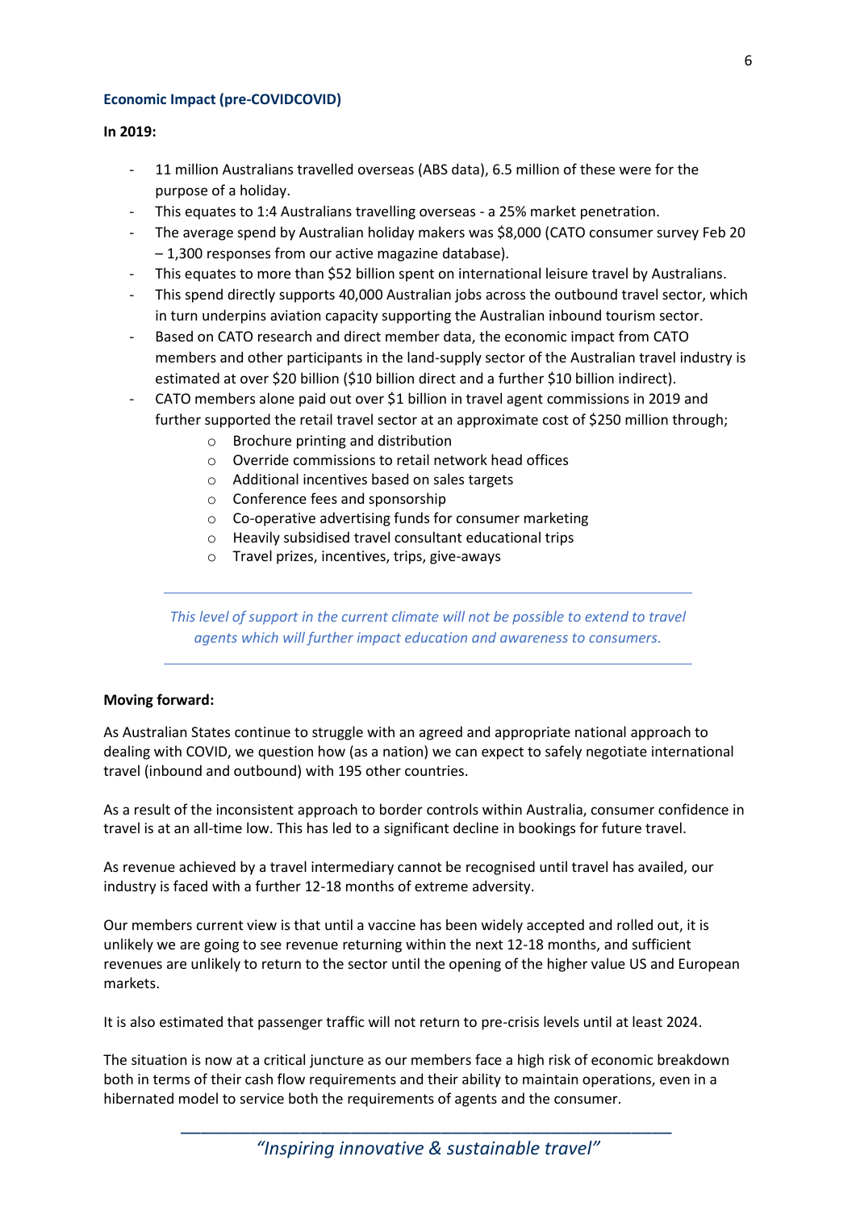### Economic Impact (pre-COVIDCOVID)

**In 2019:**

- 11 million Australians travelled overseas (ABS data), 6.5 million of these were for the purpose of a holiday.
- This equates to 1:4 Australians travelling overseas - a 25% market penetration.
- The average spend by Australian holiday makers was $8,000 (CATO consumer survey Feb 20 – 1,300 responses from our active magazine database).
- This equates to more than $52 billion spent on international leisure travel by Australians.
- This spend directly supports 40,000 Australian jobs across the outbound travel sector, which in turn underpins aviation capacity supporting the Australian inbound tourism sector.
- Based on CATO research and direct member data, the economic impact from CATO members and other participants in the land-supply sector of the Australian travel industry is estimated at over $20 billion ($10 billion direct and a further $10 billion indirect).
- CATO members alone paid out over $1 billion in travel agent commissions in 2019 and further supported the retail travel sector at an approximate cost of $250 million through;
  - Brochure printing and distribution
  - Override commissions to retail network head offices
  - Additional incentives based on sales targets
  - Conference fees and sponsorship
  - Co-operative advertising funds for consumer marketing
  - Heavily subsidised travel consultant educational trips
  - Travel prizes, incentives, trips, give-aways

---

*This level of support in the current climate will not be possible to extend to travel agents which will further impact education and awareness to consumers.*

---

**Moving forward:**

As Australian States continue to struggle with an agreed and appropriate national approach to dealing with COVID, we question how (as a nation) we can expect to safely negotiate international travel (inbound and outbound) with 195 other countries.

As a result of the inconsistent approach to border controls within Australia, consumer confidence in travel is at an all-time low. This has led to a significant decline in bookings for future travel.

As revenue achieved by a travel intermediary cannot be recognised until travel has availed, our industry is faced with a further 12-18 months of extreme adversity.

Our members current view is that until a vaccine has been widely accepted and rolled out, it is unlikely we are going to see revenue returning within the next 12-18 months, and sufficient revenues are unlikely to return to the sector until the opening of the higher value US and European markets.

It is also estimated that passenger traffic will not return to pre-crisis levels until at least 2024.

The situation is now at a critical juncture as our members face a high risk of economic breakdown both in terms of their cash flow requirements and their ability to maintain operations, even in a hibernated model to service both the requirements of agents and the consumer.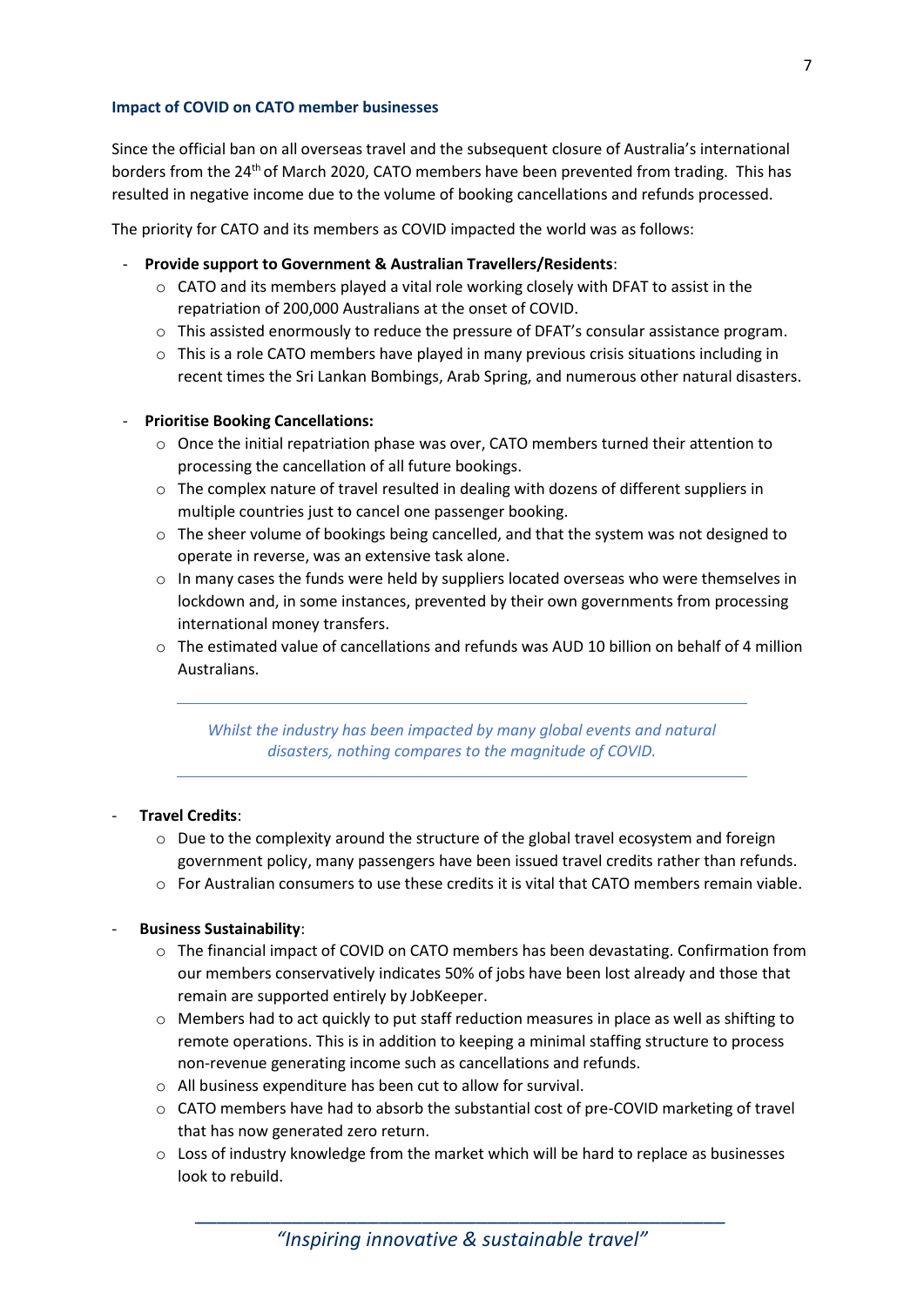### Impact of COVID on CATO member businesses

Since the official ban on all overseas travel and the subsequent closure of Australia's international borders from the 24th of March 2020, CATO members have been prevented from trading. This has resulted in negative income due to the volume of booking cancellations and refunds processed.

The priority for CATO and its members as COVID impacted the world was as follows:

- **Provide support to Government & Australian Travellers/Residents**:
  - CATO and its members played a vital role working closely with DFAT to assist in the repatriation of 200,000 Australians at the onset of COVID.
  - This assisted enormously to reduce the pressure of DFAT's consular assistance program.
  - This is a role CATO members have played in many previous crisis situations including in recent times the Sri Lankan Bombings, Arab Spring, and numerous other natural disasters.

- **Prioritise Booking Cancellations:**
  - Once the initial repatriation phase was over, CATO members turned their attention to processing the cancellation of all future bookings.
  - The complex nature of travel resulted in dealing with dozens of different suppliers in multiple countries just to cancel one passenger booking.
  - The sheer volume of bookings being cancelled, and that the system was not designed to operate in reverse, was an extensive task alone.
  - In many cases the funds were held by suppliers located overseas who were themselves in lockdown and, in some instances, prevented by their own governments from processing international money transfers.
  - The estimated value of cancellations and refunds was AUD 10 billion on behalf of 4 million Australians.

---

*Whilst the industry has been impacted by many global events and natural disasters, nothing compares to the magnitude of COVID.*

---

- **Travel Credits**:
  - Due to the complexity around the structure of the global travel ecosystem and foreign government policy, many passengers have been issued travel credits rather than refunds.
  - For Australian consumers to use these credits it is vital that CATO members remain viable.

- **Business Sustainability**:
  - The financial impact of COVID on CATO members has been devastating. Confirmation from our members conservatively indicates 50% of jobs have been lost already and those that remain are supported entirely by JobKeeper.
  - Members had to act quickly to put staff reduction measures in place as well as shifting to remote operations. This is in addition to keeping a minimal staffing structure to process non-revenue generating income such as cancellations and refunds.
  - All business expenditure has been cut to allow for survival.
  - CATO members have had to absorb the substantial cost of pre-COVID marketing of travel that has now generated zero return.
  - Loss of industry knowledge from the market which will be hard to replace as businesses look to rebuild.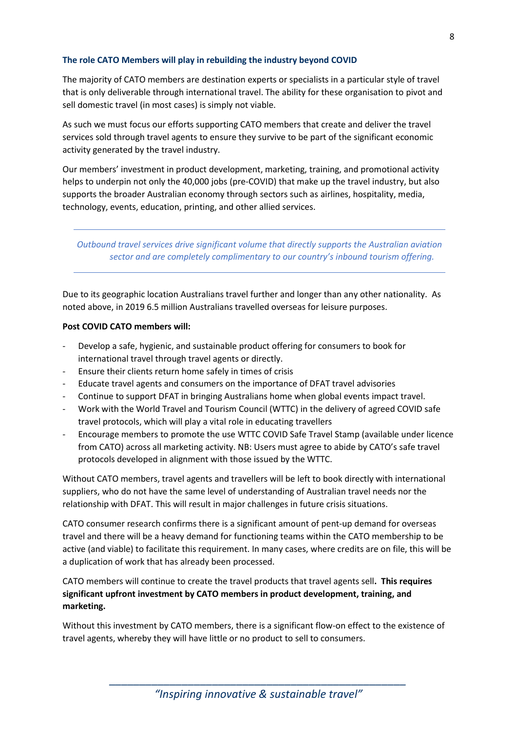### The role CATO Members will play in rebuilding the industry beyond COVID

The majority of CATO members are destination experts or specialists in a particular style of travel that is only deliverable through international travel. The ability for these organisation to pivot and sell domestic travel (in most cases) is simply not viable.

As such we must focus our efforts supporting CATO members that create and deliver the travel services sold through travel agents to ensure they survive to be part of the significant economic activity generated by the travel industry.

Our members' investment in product development, marketing, training, and promotional activity helps to underpin not only the 40,000 jobs (pre-COVID) that make up the travel industry, but also supports the broader Australian economy through sectors such as airlines, hospitality, media, technology, events, education, printing, and other allied services.

---

*Outbound travel services drive significant volume that directly supports the Australian aviation sector and are completely complimentary to our country's inbound tourism offering.*

---

Due to its geographic location Australians travel further and longer than any other nationality. As noted above, in 2019 6.5 million Australians travelled overseas for leisure purposes.

**Post COVID CATO members will:**

- Develop a safe, hygienic, and sustainable product offering for consumers to book for international travel through travel agents or directly.
- Ensure their clients return home safely in times of crisis
- Educate travel agents and consumers on the importance of DFAT travel advisories
- Continue to support DFAT in bringing Australians home when global events impact travel.
- Work with the World Travel and Tourism Council (WTTC) in the delivery of agreed COVID safe travel protocols, which will play a vital role in educating travellers
- Encourage members to promote the use WTTC COVID Safe Travel Stamp (available under licence from CATO) across all marketing activity. NB: Users must agree to abide by CATO's safe travel protocols developed in alignment with those issued by the WTTC.

Without CATO members, travel agents and travellers will be left to book directly with international suppliers, who do not have the same level of understanding of Australian travel needs nor the relationship with DFAT. This will result in major challenges in future crisis situations.

CATO consumer research confirms there is a significant amount of pent-up demand for overseas travel and there will be a heavy demand for functioning teams within the CATO membership to be active (and viable) to facilitate this requirement. In many cases, where credits are on file, this will be a duplication of work that has already been processed.

CATO members will continue to create the travel products that travel agents sell**. This requires significant upfront investment by CATO members in product development, training, and marketing.**

Without this investment by CATO members, there is a significant flow-on effect to the existence of travel agents, whereby they will have little or no product to sell to consumers.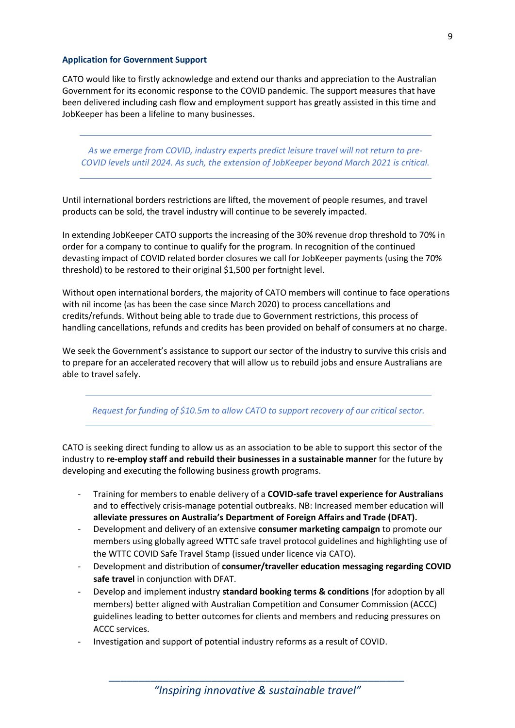## Application for Government Support

CATO would like to firstly acknowledge and extend our thanks and appreciation to the Australian Government for its economic response to the COVID pandemic. The support measures that have been delivered including cash flow and employment support has greatly assisted in this time and JobKeeper has been a lifeline to many businesses.

---

*As we emerge from COVID, industry experts predict leisure travel will not return to pre-COVID levels until 2024. As such, the extension of JobKeeper beyond March 2021 is critical.*

---

Until international borders restrictions are lifted, the movement of people resumes, and travel products can be sold, the travel industry will continue to be severely impacted.

In extending JobKeeper CATO supports the increasing of the 30% revenue drop threshold to 70% in order for a company to continue to qualify for the program. In recognition of the continued devasting impact of COVID related border closures we call for JobKeeper payments (using the 70% threshold) to be restored to their original $1,500 per fortnight level.

Without open international borders, the majority of CATO members will continue to face operations with nil income (as has been the case since March 2020) to process cancellations and credits/refunds. Without being able to trade due to Government restrictions, this process of handling cancellations, refunds and credits has been provided on behalf of consumers at no charge.

We seek the Government's assistance to support our sector of the industry to survive this crisis and to prepare for an accelerated recovery that will allow us to rebuild jobs and ensure Australians are able to travel safely.

---

*Request for funding of $10.5m to allow CATO to support recovery of our critical sector.*

---

CATO is seeking direct funding to allow us as an association to be able to support this sector of the industry to **re-employ staff and rebuild their businesses in a sustainable manner** for the future by developing and executing the following business growth programs.

- Training for members to enable delivery of a **COVID-safe travel experience for Australians** and to effectively crisis-manage potential outbreaks. NB: Increased member education will **alleviate pressures on Australia's Department of Foreign Affairs and Trade (DFAT).**
- Development and delivery of an extensive **consumer marketing campaign** to promote our members using globally agreed WTTC safe travel protocol guidelines and highlighting use of the WTTC COVID Safe Travel Stamp (issued under licence via CATO).
- Development and distribution of **consumer/traveller education messaging regarding COVID safe travel** in conjunction with DFAT.
- Develop and implement industry **standard booking terms & conditions** (for adoption by all members) better aligned with Australian Competition and Consumer Commission (ACCC) guidelines leading to better outcomes for clients and members and reducing pressures on ACCC services.
- Investigation and support of potential industry reforms as a result of COVID.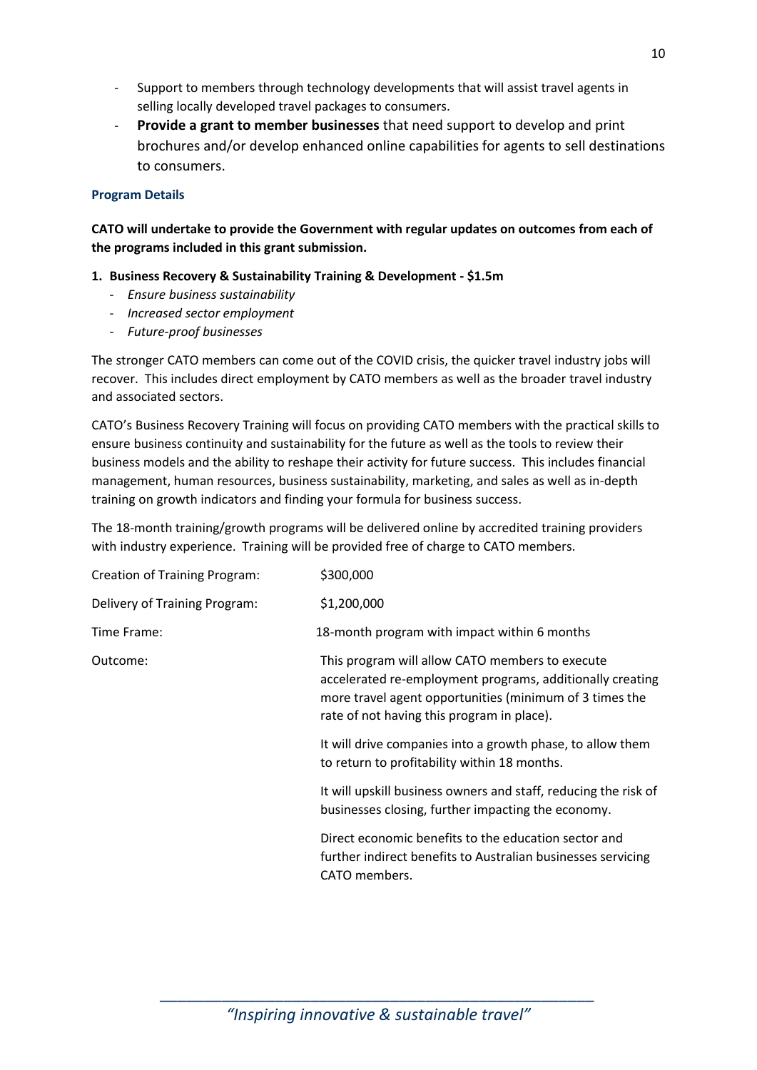- Support to members through technology developments that will assist travel agents in selling locally developed travel packages to consumers.
- **Provide a grant to member businesses** that need support to develop and print brochures and/or develop enhanced online capabilities for agents to sell destinations to consumers.

### Program Details

**CATO will undertake to provide the Government with regular updates on outcomes from each of the programs included in this grant submission.**

**1. Business Recovery & Sustainability Training & Development - $1.5m**

- *Ensure business sustainability*
- *Increased sector employment*
- *Future-proof businesses*

The stronger CATO members can come out of the COVID crisis, the quicker travel industry jobs will recover. This includes direct employment by CATO members as well as the broader travel industry and associated sectors.

CATO's Business Recovery Training will focus on providing CATO members with the practical skills to ensure business continuity and sustainability for the future as well as the tools to review their business models and the ability to reshape their activity for future success. This includes financial management, human resources, business sustainability, marketing, and sales as well as in-depth training on growth indicators and finding your formula for business success.

The 18-month training/growth programs will be delivered online by accredited training providers with industry experience. Training will be provided free of charge to CATO members.

| | |
|---|---|
| Creation of Training Program: | $300,000 |
| Delivery of Training Program: | $1,200,000 |
| Time Frame: | 18-month program with impact within 6 months |
| Outcome: | This program will allow CATO members to execute accelerated re-employment programs, additionally creating more travel agent opportunities (minimum of 3 times the rate of not having this program in place).<br><br>It will drive companies into a growth phase, to allow them to return to profitability within 18 months.<br><br>It will upskill business owners and staff, reducing the risk of businesses closing, further impacting the economy.<br><br>Direct economic benefits to the education sector and further indirect benefits to Australian businesses servicing CATO members. |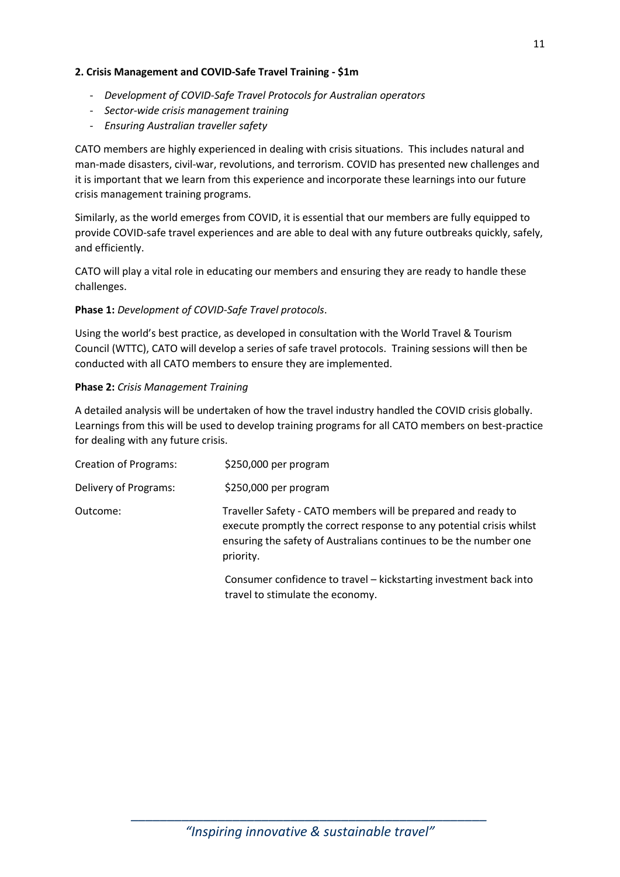**2. Crisis Management and COVID-Safe Travel Training - $1m**

- *Development of COVID-Safe Travel Protocols for Australian operators*
- *Sector-wide crisis management training*
- *Ensuring Australian traveller safety*

CATO members are highly experienced in dealing with crisis situations. This includes natural and man-made disasters, civil-war, revolutions, and terrorism. COVID has presented new challenges and it is important that we learn from this experience and incorporate these learnings into our future crisis management training programs.

Similarly, as the world emerges from COVID, it is essential that our members are fully equipped to provide COVID-safe travel experiences and are able to deal with any future outbreaks quickly, safely, and efficiently.

CATO will play a vital role in educating our members and ensuring they are ready to handle these challenges.

**Phase 1:** *Development of COVID-Safe Travel protocols*.

Using the world's best practice, as developed in consultation with the World Travel & Tourism Council (WTTC), CATO will develop a series of safe travel protocols. Training sessions will then be conducted with all CATO members to ensure they are implemented.

**Phase 2:** *Crisis Management Training*

A detailed analysis will be undertaken of how the travel industry handled the COVID crisis globally. Learnings from this will be used to develop training programs for all CATO members on best-practice for dealing with any future crisis.

| | |
|---|---|
| Creation of Programs: | $250,000 per program |
| Delivery of Programs: | $250,000 per program |
| Outcome: | Traveller Safety - CATO members will be prepared and ready to execute promptly the correct response to any potential crisis whilst ensuring the safety of Australians continues to be the number one priority. |
| | Consumer confidence to travel – kickstarting investment back into travel to stimulate the economy. |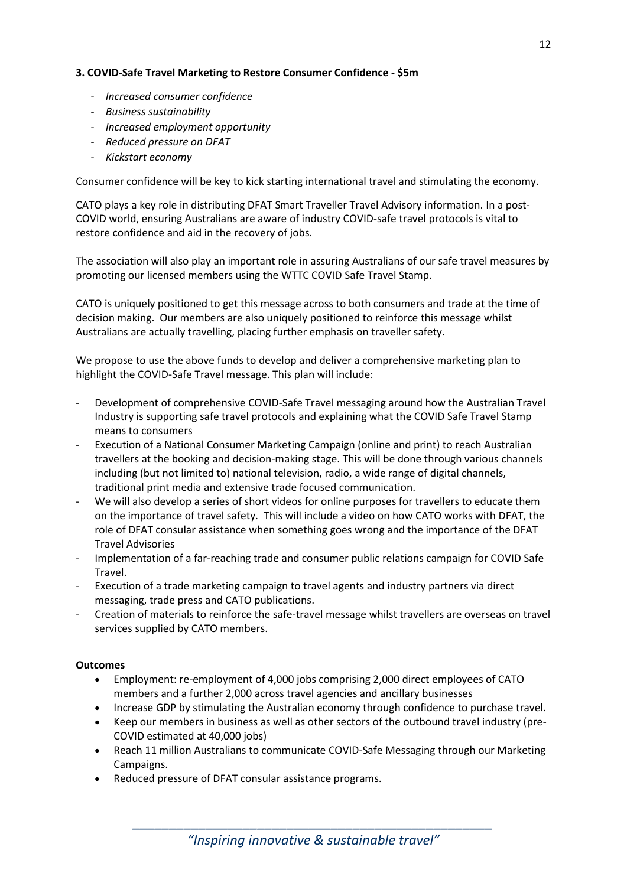**3. COVID-Safe Travel Marketing to Restore Consumer Confidence - $5m**

- *Increased consumer confidence*
- *Business sustainability*
- *Increased employment opportunity*
- *Reduced pressure on DFAT*
- *Kickstart economy*

Consumer confidence will be key to kick starting international travel and stimulating the economy.

CATO plays a key role in distributing DFAT Smart Traveller Travel Advisory information. In a post-COVID world, ensuring Australians are aware of industry COVID-safe travel protocols is vital to restore confidence and aid in the recovery of jobs.

The association will also play an important role in assuring Australians of our safe travel measures by promoting our licensed members using the WTTC COVID Safe Travel Stamp.

CATO is uniquely positioned to get this message across to both consumers and trade at the time of decision making. Our members are also uniquely positioned to reinforce this message whilst Australians are actually travelling, placing further emphasis on traveller safety.

We propose to use the above funds to develop and deliver a comprehensive marketing plan to highlight the COVID-Safe Travel message. This plan will include:

- Development of comprehensive COVID-Safe Travel messaging around how the Australian Travel Industry is supporting safe travel protocols and explaining what the COVID Safe Travel Stamp means to consumers
- Execution of a National Consumer Marketing Campaign (online and print) to reach Australian travellers at the booking and decision-making stage. This will be done through various channels including (but not limited to) national television, radio, a wide range of digital channels, traditional print media and extensive trade focused communication.
- We will also develop a series of short videos for online purposes for travellers to educate them on the importance of travel safety. This will include a video on how CATO works with DFAT, the role of DFAT consular assistance when something goes wrong and the importance of the DFAT Travel Advisories
- Implementation of a far-reaching trade and consumer public relations campaign for COVID Safe Travel.
- Execution of a trade marketing campaign to travel agents and industry partners via direct messaging, trade press and CATO publications.
- Creation of materials to reinforce the safe-travel message whilst travellers are overseas on travel services supplied by CATO members.

**Outcomes**

- Employment: re-employment of 4,000 jobs comprising 2,000 direct employees of CATO members and a further 2,000 across travel agencies and ancillary businesses
- Increase GDP by stimulating the Australian economy through confidence to purchase travel.
- Keep our members in business as well as other sectors of the outbound travel industry (pre-COVID estimated at 40,000 jobs)
- Reach 11 million Australians to communicate COVID-Safe Messaging through our Marketing Campaigns.
- Reduced pressure of DFAT consular assistance programs.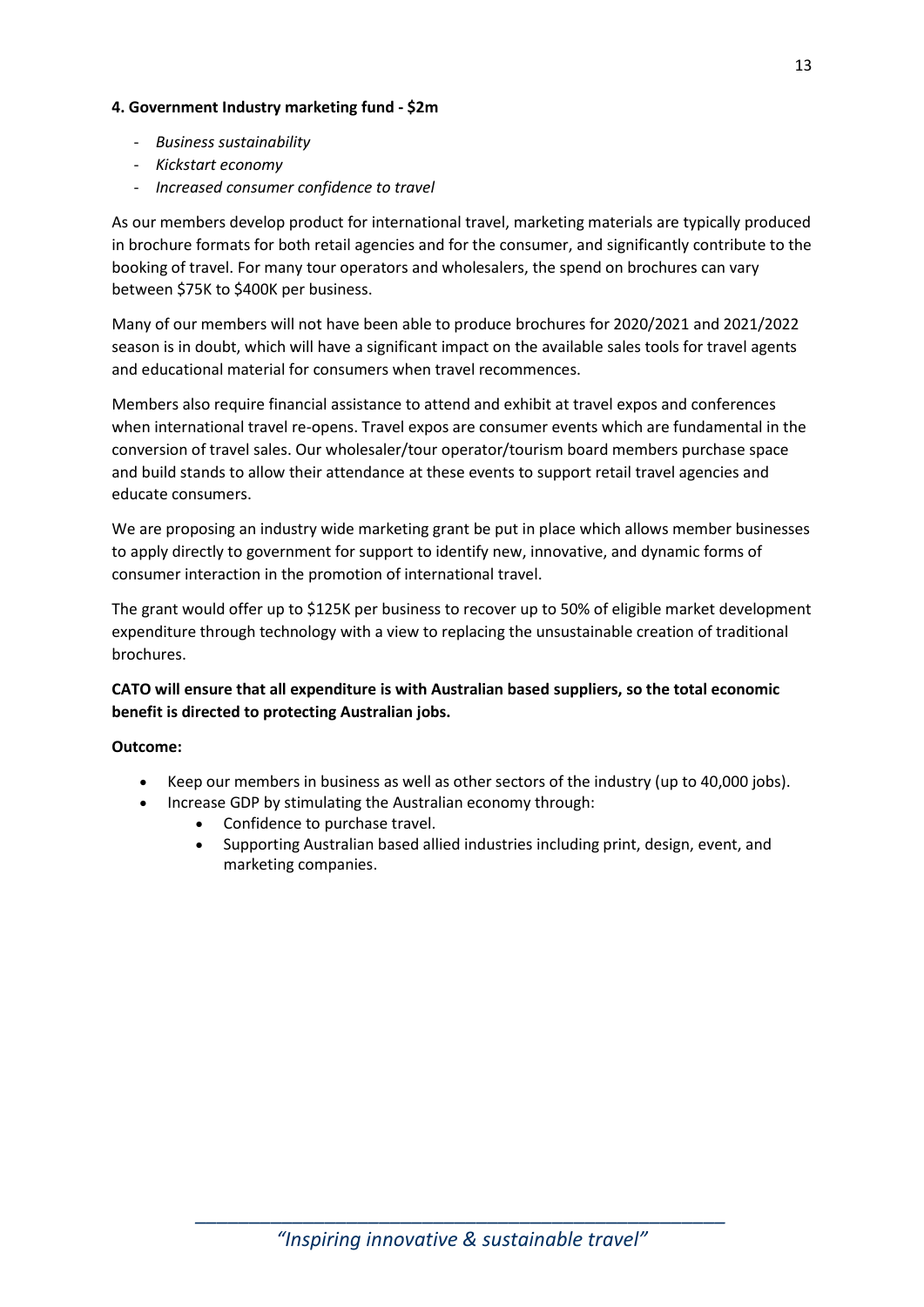**4. Government Industry marketing fund - $2m**

- *Business sustainability*
- *Kickstart economy*
- *Increased consumer confidence to travel*

As our members develop product for international travel, marketing materials are typically produced in brochure formats for both retail agencies and for the consumer, and significantly contribute to the booking of travel. For many tour operators and wholesalers, the spend on brochures can vary between $75K to $400K per business.

Many of our members will not have been able to produce brochures for 2020/2021 and 2021/2022 season is in doubt, which will have a significant impact on the available sales tools for travel agents and educational material for consumers when travel recommences.

Members also require financial assistance to attend and exhibit at travel expos and conferences when international travel re-opens. Travel expos are consumer events which are fundamental in the conversion of travel sales. Our wholesaler/tour operator/tourism board members purchase space and build stands to allow their attendance at these events to support retail travel agencies and educate consumers.

We are proposing an industry wide marketing grant be put in place which allows member businesses to apply directly to government for support to identify new, innovative, and dynamic forms of consumer interaction in the promotion of international travel.

The grant would offer up to $125K per business to recover up to 50% of eligible market development expenditure through technology with a view to replacing the unsustainable creation of traditional brochures.

**CATO will ensure that all expenditure is with Australian based suppliers, so the total economic benefit is directed to protecting Australian jobs.**

**Outcome:**

- Keep our members in business as well as other sectors of the industry (up to 40,000 jobs).
- Increase GDP by stimulating the Australian economy through:
    - Confidence to purchase travel.
    - Supporting Australian based allied industries including print, design, event, and marketing companies.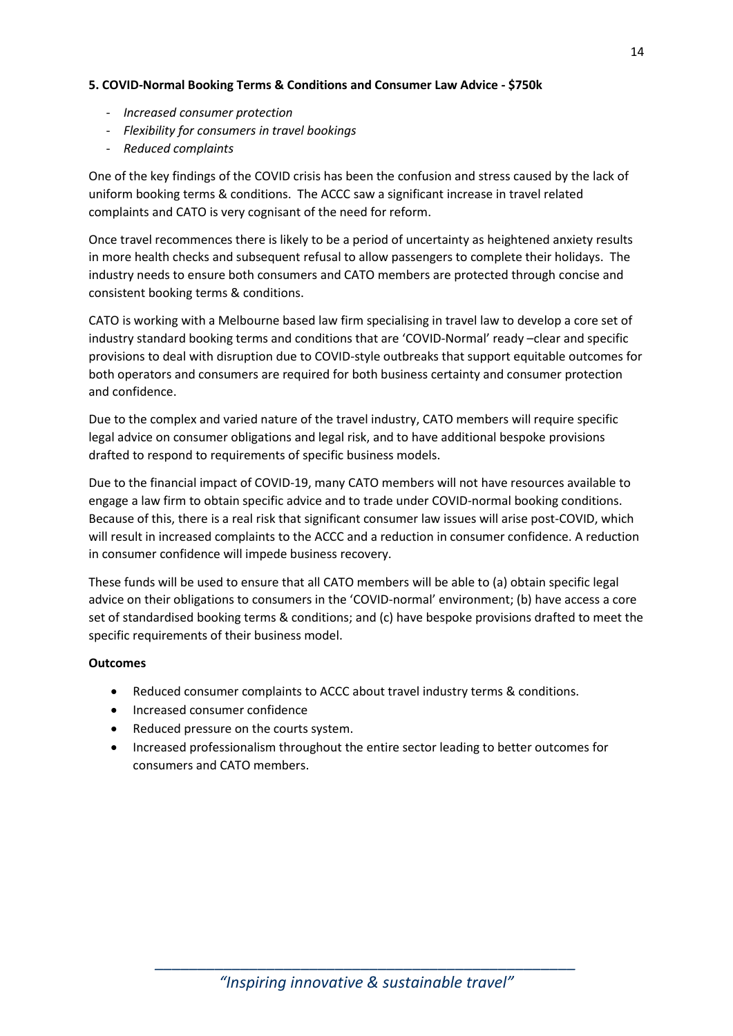**5. COVID-Normal Booking Terms & Conditions and Consumer Law Advice - $750k**

- *Increased consumer protection*
- *Flexibility for consumers in travel bookings*
- *Reduced complaints*

One of the key findings of the COVID crisis has been the confusion and stress caused by the lack of uniform booking terms & conditions. The ACCC saw a significant increase in travel related complaints and CATO is very cognisant of the need for reform.

Once travel recommences there is likely to be a period of uncertainty as heightened anxiety results in more health checks and subsequent refusal to allow passengers to complete their holidays. The industry needs to ensure both consumers and CATO members are protected through concise and consistent booking terms & conditions.

CATO is working with a Melbourne based law firm specialising in travel law to develop a core set of industry standard booking terms and conditions that are 'COVID-Normal' ready –clear and specific provisions to deal with disruption due to COVID-style outbreaks that support equitable outcomes for both operators and consumers are required for both business certainty and consumer protection and confidence.

Due to the complex and varied nature of the travel industry, CATO members will require specific legal advice on consumer obligations and legal risk, and to have additional bespoke provisions drafted to respond to requirements of specific business models.

Due to the financial impact of COVID-19, many CATO members will not have resources available to engage a law firm to obtain specific advice and to trade under COVID-normal booking conditions. Because of this, there is a real risk that significant consumer law issues will arise post-COVID, which will result in increased complaints to the ACCC and a reduction in consumer confidence. A reduction in consumer confidence will impede business recovery.

These funds will be used to ensure that all CATO members will be able to (a) obtain specific legal advice on their obligations to consumers in the 'COVID-normal' environment; (b) have access a core set of standardised booking terms & conditions; and (c) have bespoke provisions drafted to meet the specific requirements of their business model.

**Outcomes**

- Reduced consumer complaints to ACCC about travel industry terms & conditions.
- Increased consumer confidence
- Reduced pressure on the courts system.
- Increased professionalism throughout the entire sector leading to better outcomes for consumers and CATO members.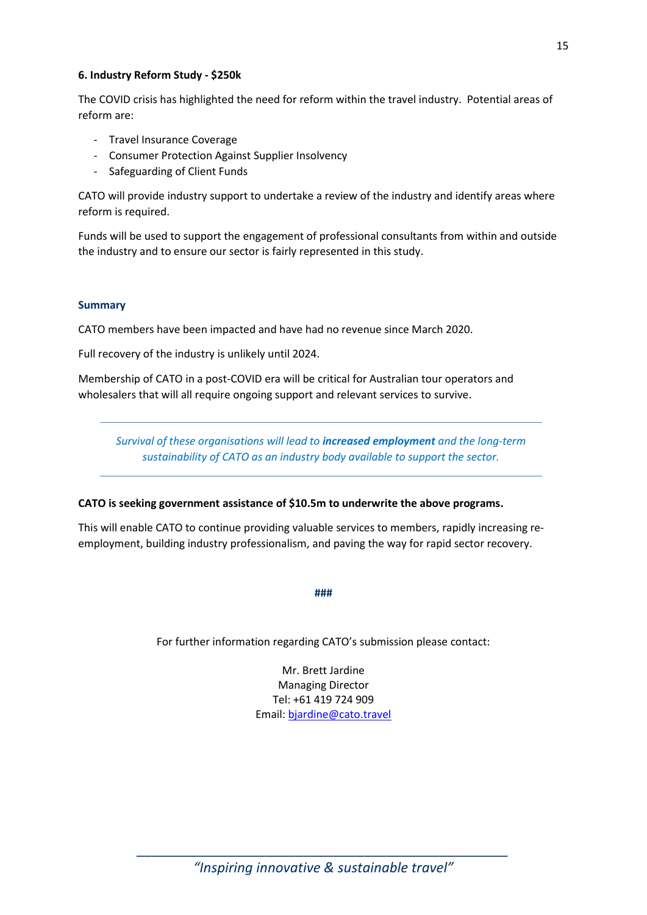**6. Industry Reform Study - $250k**

The COVID crisis has highlighted the need for reform within the travel industry. Potential areas of reform are:

- Travel Insurance Coverage
- Consumer Protection Against Supplier Insolvency
- Safeguarding of Client Funds

CATO will provide industry support to undertake a review of the industry and identify areas where reform is required.

Funds will be used to support the engagement of professional consultants from within and outside the industry and to ensure our sector is fairly represented in this study.

## Summary

CATO members have been impacted and have had no revenue since March 2020.

Full recovery of the industry is unlikely until 2024.

Membership of CATO in a post-COVID era will be critical for Australian tour operators and wholesalers that will all require ongoing support and relevant services to survive.

---

*Survival of these organisations will lead to* ***increased employment*** *and the long-term sustainability of CATO as an industry body available to support the sector.*

---

**CATO is seeking government assistance of $10.5m to underwrite the above programs.**

This will enable CATO to continue providing valuable services to members, rapidly increasing re-employment, building industry professionalism, and paving the way for rapid sector recovery.

**###**

For further information regarding CATO's submission please contact:

Mr. Brett Jardine
Managing Director
Tel: +61 419 724 909
Email: bjardine@cato.travel

*"Inspiring innovative & sustainable travel"*